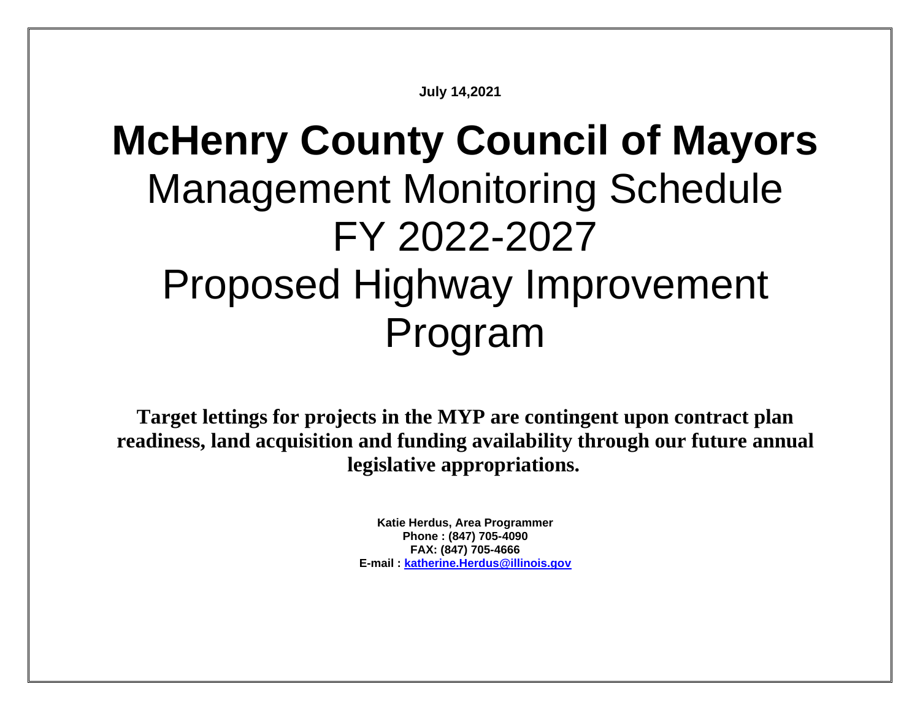**July 14,2021**

# McHenry County Council of Mayors

## Management Monitoring Schedule

## FY 2022-2027

## Proposed Highway Improvement Program

**Target lettings for projects in the MYP are contingent upon contract plan readiness, land acquisition and funding availability through our future annual legislative appropriations.**

**Katie Herdus, Area Programmer**
**Phone : (847) 705-4090**
**FAX: (847) 705-4666**
**E-mail : katherine.Herdus@illinois.gov**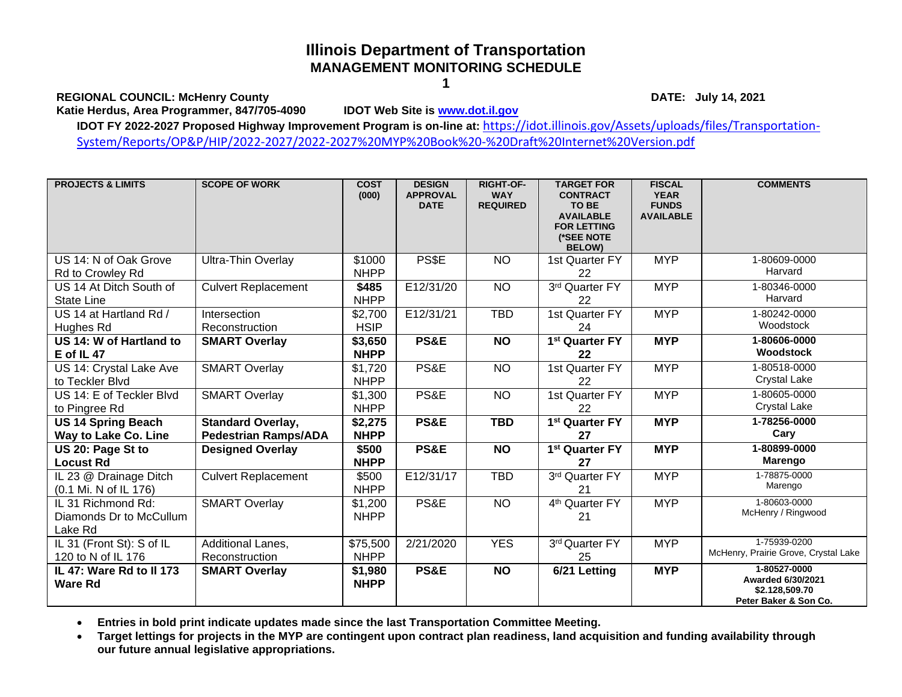# Illinois Department of Transportation

## MANAGEMENT MONITORING SCHEDULE

**1**

**REGIONAL COUNCIL: McHenry County** **DATE: July 14, 2021**

**Katie Herdus, Area Programmer, 847/705-4090** **IDOT Web Site is [www.dot.il.gov](www.dot.il.gov)**

**IDOT FY 2022-2027 Proposed Highway Improvement Program is on-line at:** [https://idot.illinois.gov/Assets/uploads/files/Transportation-System/Reports/OP&P/HIP/2022-2027/2022-2027%20MYP%20Book%20-%20Draft%20Internet%20Version.pdf](https://idot.illinois.gov/Assets/uploads/files/Transportation-System/Reports/OP&P/HIP/2022-2027/2022-2027%20MYP%20Book%20-%20Draft%20Internet%20Version.pdf)

| PROJECTS & LIMITS | SCOPE OF WORK | COST (000) | DESIGN APPROVAL DATE | RIGHT-OF-WAY REQUIRED | TARGET FOR CONTRACT TO BE AVAILABLE FOR LETTING (*SEE NOTE BELOW) | FISCAL YEAR FUNDS AVAILABLE | COMMENTS |
|---|---|---|---|---|---|---|---|
| US 14: N of Oak Grove Rd to Crowley Rd | Ultra-Thin Overlay | $1000 NHPP | PS$E | NO | 1st Quarter FY 22 | MYP | 1-80609-0000 Harvard |
| US 14 At Ditch South of State Line | Culvert Replacement | **$485** NHPP | E12/31/20 | NO | 3rd Quarter FY 22 | MYP | 1-80346-0000 Harvard |
| US 14 at Hartland Rd / Hughes Rd | Intersection Reconstruction | $2,700 HSIP | E12/31/21 | TBD | 1st Quarter FY 24 | MYP | 1-80242-0000 Woodstock |
| **US 14: W of Hartland to E of IL 47** | **SMART Overlay** | **$3,650 NHPP** | **PS&E** | **NO** | **1st Quarter FY 22** | **MYP** | **1-80606-0000 Woodstock** |
| US 14: Crystal Lake Ave to Teckler Blvd | SMART Overlay | $1,720 NHPP | PS&E | NO | 1st Quarter FY 22 | MYP | 1-80518-0000 Crystal Lake |
| US 14: E of Teckler Blvd to Pingree Rd | SMART Overlay | $1,300 NHPP | PS&E | NO | 1st Quarter FY 22 | MYP | 1-80605-0000 Crystal Lake |
| **US 14 Spring Beach Way to Lake Co. Line** | **Standard Overlay, Pedestrian Ramps/ADA** | **$2,275 NHPP** | **PS&E** | **TBD** | **1st Quarter FY 27** | **MYP** | **1-78256-0000 Cary** |
| **US 20: Page St to Locust Rd** | **Designed Overlay** | **$500 NHPP** | **PS&E** | **NO** | **1st Quarter FY 27** | **MYP** | **1-80899-0000 Marengo** |
| IL 23 @ Drainage Ditch (0.1 Mi. N of IL 176) | Culvert Replacement | $500 NHPP | E12/31/17 | TBD | 3rd Quarter FY 21 | MYP | 1-78875-0000 Marengo |
| IL 31 Richmond Rd: Diamonds Dr to McCullum Lake Rd | SMART Overlay | $1,200 NHPP | PS&E | NO | 4th Quarter FY 21 | MYP | 1-80603-0000 McHenry / Ringwood |
| IL 31 (Front St): S of IL 120 to N of IL 176 | Additional Lanes, Reconstruction | $75,500 NHPP | 2/21/2020 | YES | 3rd Quarter FY 25 | MYP | 1-75939-0200 McHenry, Prairie Grove, Crystal Lake |
| **IL 47: Ware Rd to Il 173 Ware Rd** | **SMART Overlay** | **$1,980 NHPP** | **PS&E** | **NO** | **6/21 Letting** | **MYP** | **1-80527-0000 Awarded 6/30/2021 $2.128,509.70 Peter Baker & Son Co.** |

- **Entries in bold print indicate updates made since the last Transportation Committee Meeting.**
- **Target lettings for projects in the MYP are contingent upon contract plan readiness, land acquisition and funding availability through our future annual legislative appropriations.**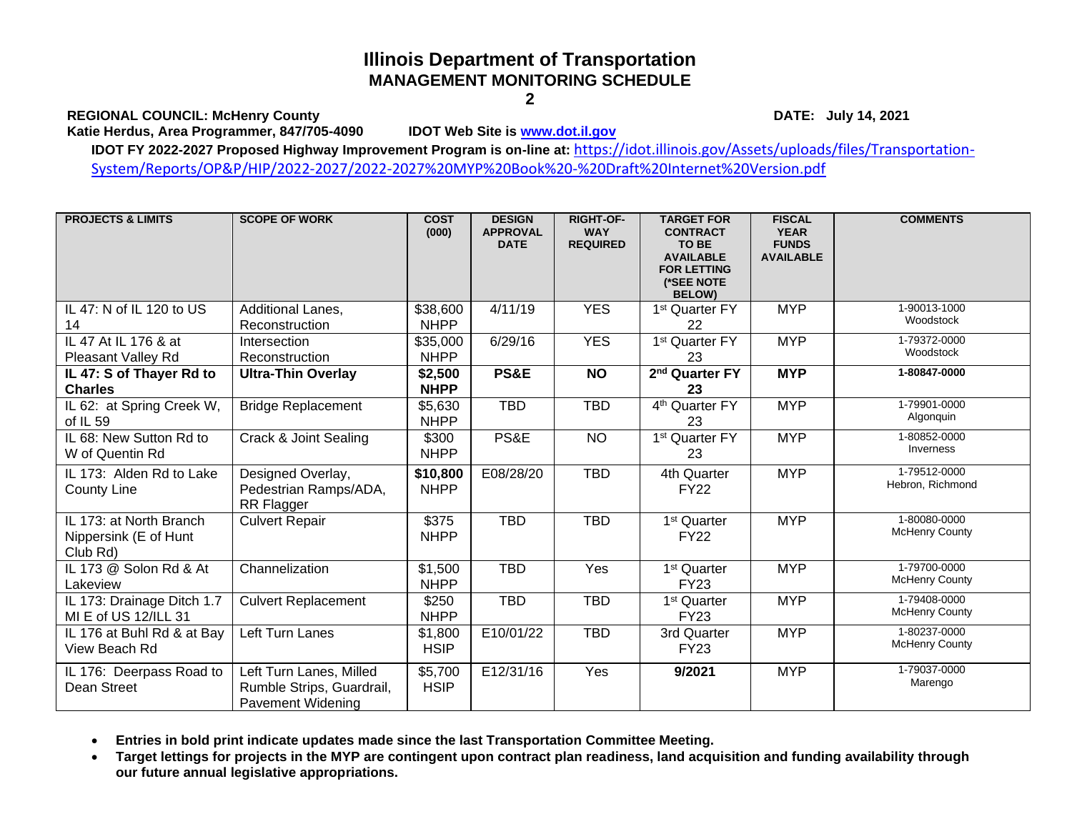# Illinois Department of Transportation

## MANAGEMENT MONITORING SCHEDULE

**2**

**REGIONAL COUNCIL: McHenry County** **DATE: July 14, 2021**

**Katie Herdus, Area Programmer, 847/705-4090** **IDOT Web Site is [www.dot.il.gov](www.dot.il.gov)**

**IDOT FY 2022-2027 Proposed Highway Improvement Program is on-line at:** [https://idot.illinois.gov/Assets/uploads/files/Transportation-System/Reports/OP&P/HIP/2022-2027/2022-2027%20MYP%20Book%20-%20Draft%20Internet%20Version.pdf](https://idot.illinois.gov/Assets/uploads/files/Transportation-System/Reports/OP&P/HIP/2022-2027/2022-2027%20MYP%20Book%20-%20Draft%20Internet%20Version.pdf)

| PROJECTS & LIMITS | SCOPE OF WORK | COST (000) | DESIGN APPROVAL DATE | RIGHT-OF-WAY REQUIRED | TARGET FOR CONTRACT TO BE AVAILABLE FOR LETTING (*SEE NOTE BELOW) | FISCAL YEAR FUNDS AVAILABLE | COMMENTS |
|---|---|---|---|---|---|---|---|
| IL 47: N of IL 120 to US 14 | Additional Lanes, Reconstruction | $38,600 NHPP | 4/11/19 | YES | 1st Quarter FY 22 | MYP | 1-90013-1000 Woodstock |
| IL 47 At IL 176 & at Pleasant Valley Rd | Intersection Reconstruction | $35,000 NHPP | 6/29/16 | YES | 1st Quarter FY 23 | MYP | 1-79372-0000 Woodstock |
| **IL 47: S of Thayer Rd to Charles** | **Ultra-Thin Overlay** | **$2,500 NHPP** | **PS&E** | **NO** | **2nd Quarter FY 23** | **MYP** | **1-80847-0000** |
| IL 62: at Spring Creek W, of IL 59 | Bridge Replacement | $5,630 NHPP | TBD | TBD | 4th Quarter FY 23 | MYP | 1-79901-0000 Algonquin |
| IL 68: New Sutton Rd to W of Quentin Rd | Crack & Joint Sealing | $300 NHPP | PS&E | NO | 1st Quarter FY 23 | MYP | 1-80852-0000 Inverness |
| IL 173: Alden Rd to Lake County Line | Designed Overlay, Pedestrian Ramps/ADA, RR Flagger | **$10,800** NHPP | E08/28/20 | TBD | 4th Quarter FY22 | MYP | 1-79512-0000 Hebron, Richmond |
| IL 173: at North Branch Nippersink (E of Hunt Club Rd) | Culvert Repair | $375 NHPP | TBD | TBD | 1st Quarter FY22 | MYP | 1-80080-0000 McHenry County |
| IL 173 @ Solon Rd & At Lakeview | Channelization | $1,500 NHPP | TBD | Yes | 1st Quarter FY23 | MYP | 1-79700-0000 McHenry County |
| IL 173: Drainage Ditch 1.7 MI E of US 12/ILL 31 | Culvert Replacement | $250 NHPP | TBD | TBD | 1st Quarter FY23 | MYP | 1-79408-0000 McHenry County |
| IL 176 at Buhl Rd & at Bay View Beach Rd | Left Turn Lanes | $1,800 HSIP | E10/01/22 | TBD | 3rd Quarter FY23 | MYP | 1-80237-0000 McHenry County |
| IL 176: Deerpass Road to Dean Street | Left Turn Lanes, Milled Rumble Strips, Guardrail, Pavement Widening | $5,700 HSIP | E12/31/16 | Yes | **9/2021** | MYP | 1-79037-0000 Marengo |

- **Entries in bold print indicate updates made since the last Transportation Committee Meeting.**
- **Target lettings for projects in the MYP are contingent upon contract plan readiness, land acquisition and funding availability through our future annual legislative appropriations.**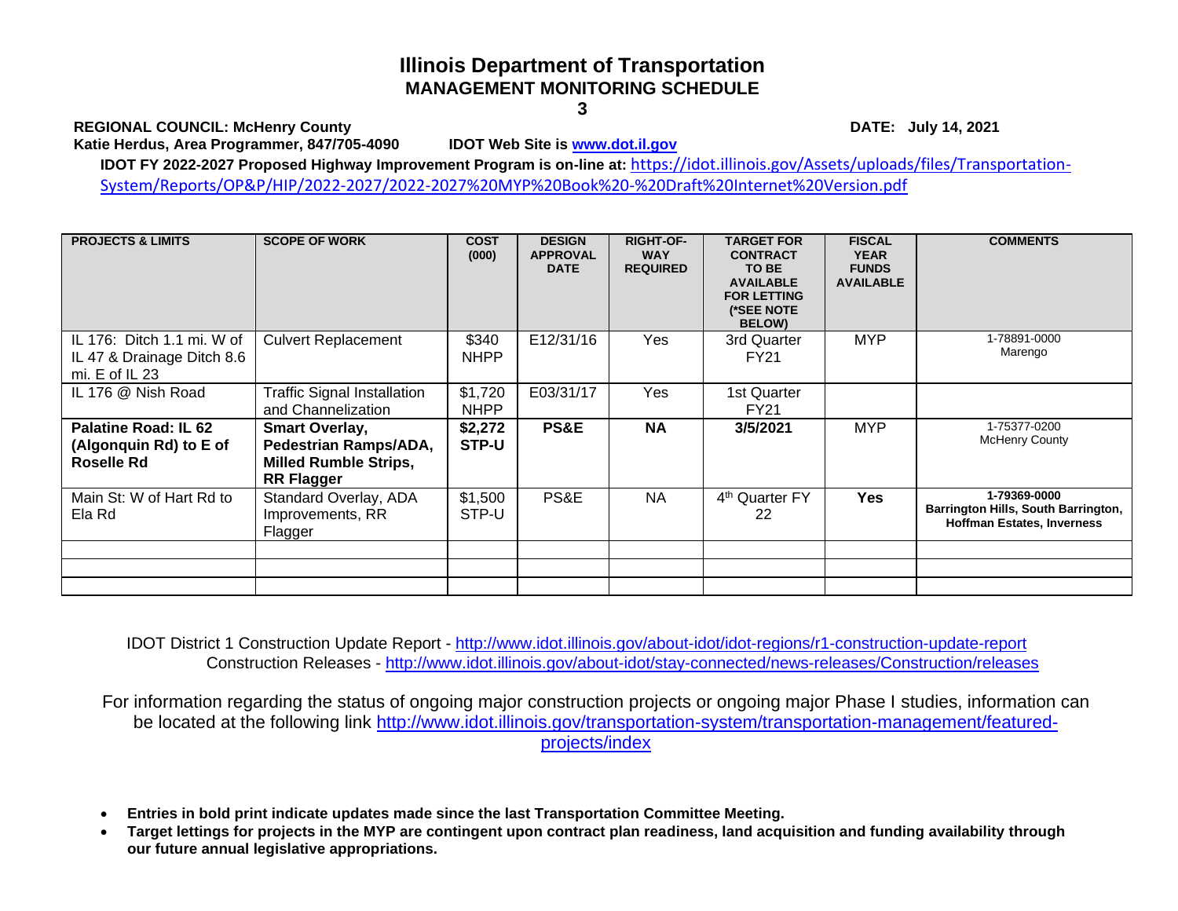# Illinois Department of Transportation

## MANAGEMENT MONITORING SCHEDULE

**3**

**REGIONAL COUNCIL: McHenry County** **DATE: July 14, 2021**

**Katie Herdus, Area Programmer, 847/705-4090** **IDOT Web Site is [www.dot.il.gov](www.dot.il.gov)**

**IDOT FY 2022-2027 Proposed Highway Improvement Program is on-line at:** [https://idot.illinois.gov/Assets/uploads/files/Transportation-System/Reports/OP&P/HIP/2022-2027/2022-2027%20MYP%20Book%20-%20Draft%20Internet%20Version.pdf](https://idot.illinois.gov/Assets/uploads/files/Transportation-System/Reports/OP&P/HIP/2022-2027/2022-2027%20MYP%20Book%20-%20Draft%20Internet%20Version.pdf)

| PROJECTS & LIMITS | SCOPE OF WORK | COST (000) | DESIGN APPROVAL DATE | RIGHT-OF-WAY REQUIRED | TARGET FOR CONTRACT TO BE AVAILABLE FOR LETTING (*SEE NOTE BELOW) | FISCAL YEAR FUNDS AVAILABLE | COMMENTS |
|---|---|---|---|---|---|---|---|
| IL 176: Ditch 1.1 mi. W of IL 47 & Drainage Ditch 8.6 mi. E of IL 23 | Culvert Replacement | $340 NHPP | E12/31/16 | Yes | 3rd Quarter FY21 | MYP | 1-78891-0000 Marengo |
| IL 176 @ Nish Road | Traffic Signal Installation and Channelization | $1,720 NHPP | E03/31/17 | Yes | 1st Quarter FY21 | | |
| **Palatine Road: IL 62 (Algonquin Rd) to E of Roselle Rd** | **Smart Overlay, Pedestrian Ramps/ADA, Milled Rumble Strips, RR Flagger** | **$2,272 STP-U** | **PS&E** | **NA** | **3/5/2021** | MYP | 1-75377-0200 McHenry County |
| Main St: W of Hart Rd to Ela Rd | Standard Overlay, ADA Improvements, RR Flagger | $1,500 STP-U | PS&E | NA | 4th Quarter FY 22 | **Yes** | **1-79369-0000 Barrington Hills, South Barrington, Hoffman Estates, Inverness** |
| | | | | | | | |
| | | | | | | | |
| | | | | | | | |

IDOT District 1 Construction Update Report - [http://www.idot.illinois.gov/about-idot/idot-regions/r1-construction-update-report](http://www.idot.illinois.gov/about-idot/idot-regions/r1-construction-update-report)
Construction Releases - [http://www.idot.illinois.gov/about-idot/stay-connected/news-releases/Construction/releases](http://www.idot.illinois.gov/about-idot/stay-connected/news-releases/Construction/releases)

For information regarding the status of ongoing major construction projects or ongoing major Phase I studies, information can be located at the following link [http://www.idot.illinois.gov/transportation-system/transportation-management/featured-projects/index](http://www.idot.illinois.gov/transportation-system/transportation-management/featured-projects/index)

- **Entries in bold print indicate updates made since the last Transportation Committee Meeting.**
- **Target lettings for projects in the MYP are contingent upon contract plan readiness, land acquisition and funding availability through our future annual legislative appropriations.**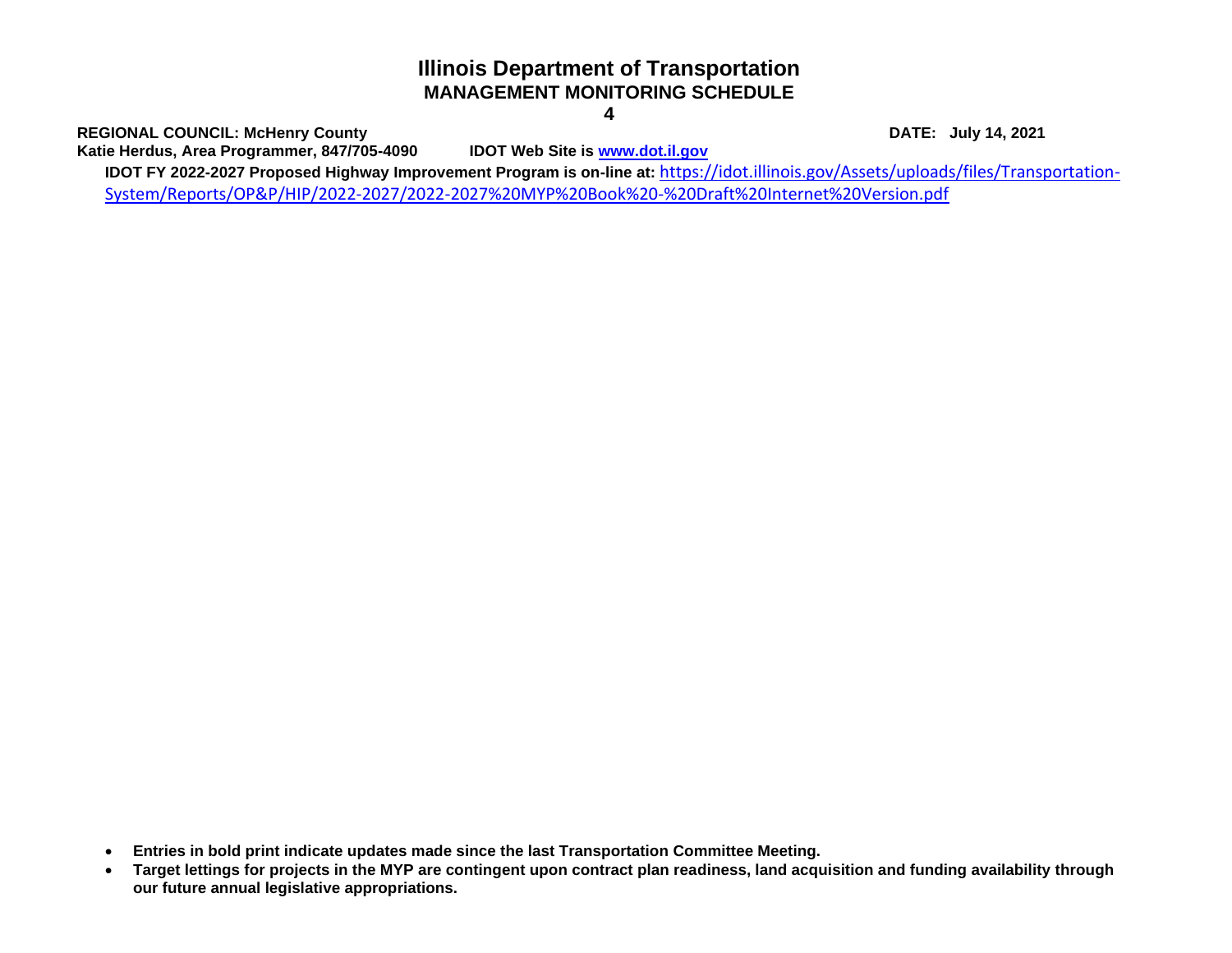# Illinois Department of Transportation

## MANAGEMENT MONITORING SCHEDULE

**REGIONAL COUNCIL: McHenry County** **DATE: July 14, 2021**

**Katie Herdus, Area Programmer, 847/705-4090** **IDOT Web Site is [www.dot.il.gov](www.dot.il.gov)**

**IDOT FY 2022-2027 Proposed Highway Improvement Program is on-line at:** https://idot.illinois.gov/Assets/uploads/files/Transportation-System/Reports/OP&P/HIP/2022-2027/2022-2027%20MYP%20Book%20-%20Draft%20Internet%20Version.pdf

- **Entries in bold print indicate updates made since the last Transportation Committee Meeting.**
- **Target lettings for projects in the MYP are contingent upon contract plan readiness, land acquisition and funding availability through our future annual legislative appropriations.**